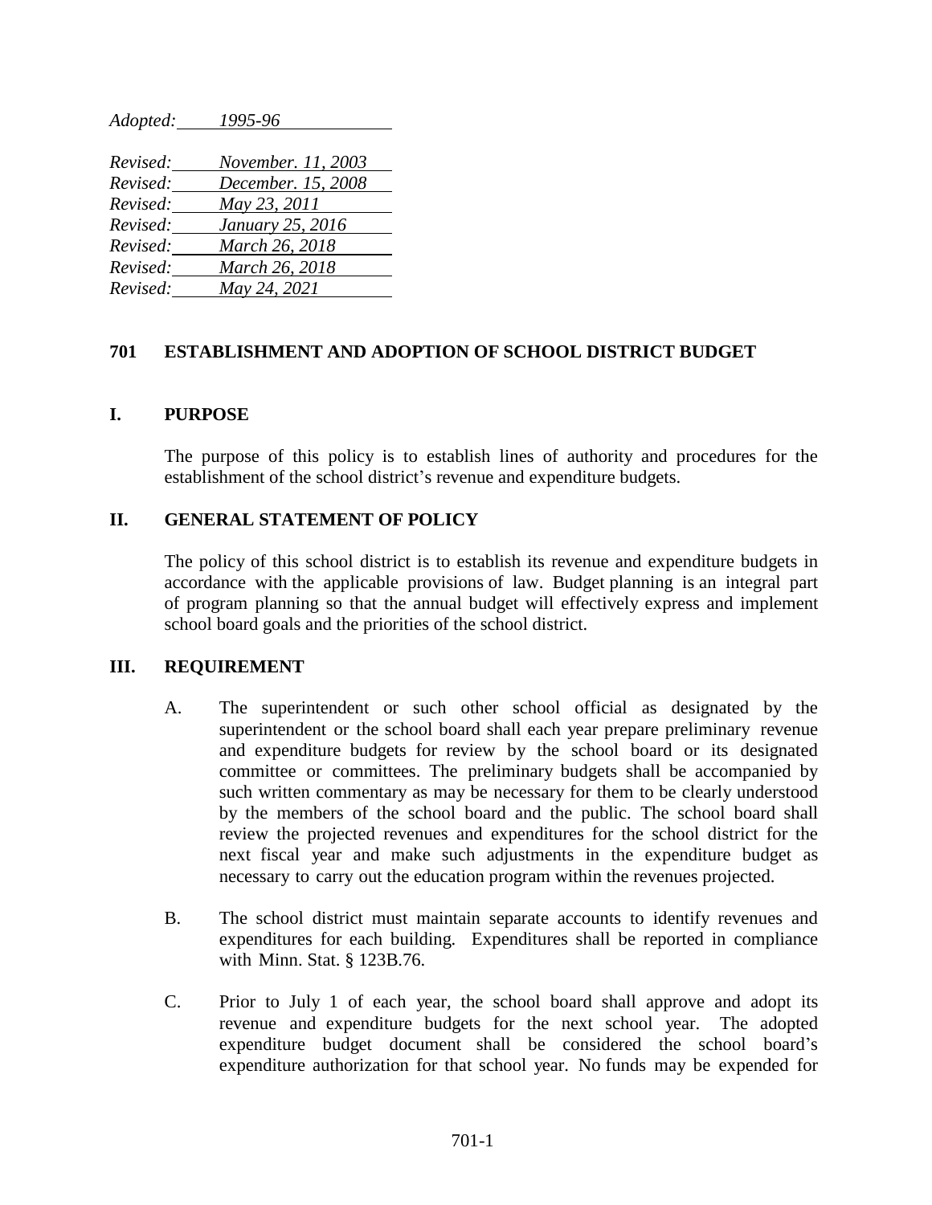*Adopted: 1995-96*

*Revised: November. 11, 2003*
*Revised: December. 15, 2008*
*Revised: May 23, 2011*
*Revised: January 25, 2016*
*Revised: March 26, 2018*
*Revised: March 26, 2018*
*Revised: May 24, 2021*

# 701 ESTABLISHMENT AND ADOPTION OF SCHOOL DISTRICT BUDGET

## I. PURPOSE

The purpose of this policy is to establish lines of authority and procedures for the establishment of the school district's revenue and expenditure budgets.

## II. GENERAL STATEMENT OF POLICY

The policy of this school district is to establish its revenue and expenditure budgets in accordance with the applicable provisions of law. Budget planning is an integral part of program planning so that the annual budget will effectively express and implement school board goals and the priorities of the school district.

## III. REQUIREMENT

A. The superintendent or such other school official as designated by the superintendent or the school board shall each year prepare preliminary revenue and expenditure budgets for review by the school board or its designated committee or committees. The preliminary budgets shall be accompanied by such written commentary as may be necessary for them to be clearly understood by the members of the school board and the public. The school board shall review the projected revenues and expenditures for the school district for the next fiscal year and make such adjustments in the expenditure budget as necessary to carry out the education program within the revenues projected.

B. The school district must maintain separate accounts to identify revenues and expenditures for each building. Expenditures shall be reported in compliance with Minn. Stat. § 123B.76.

C. Prior to July 1 of each year, the school board shall approve and adopt its revenue and expenditure budgets for the next school year. The adopted expenditure budget document shall be considered the school board's expenditure authorization for that school year. No funds may be expended for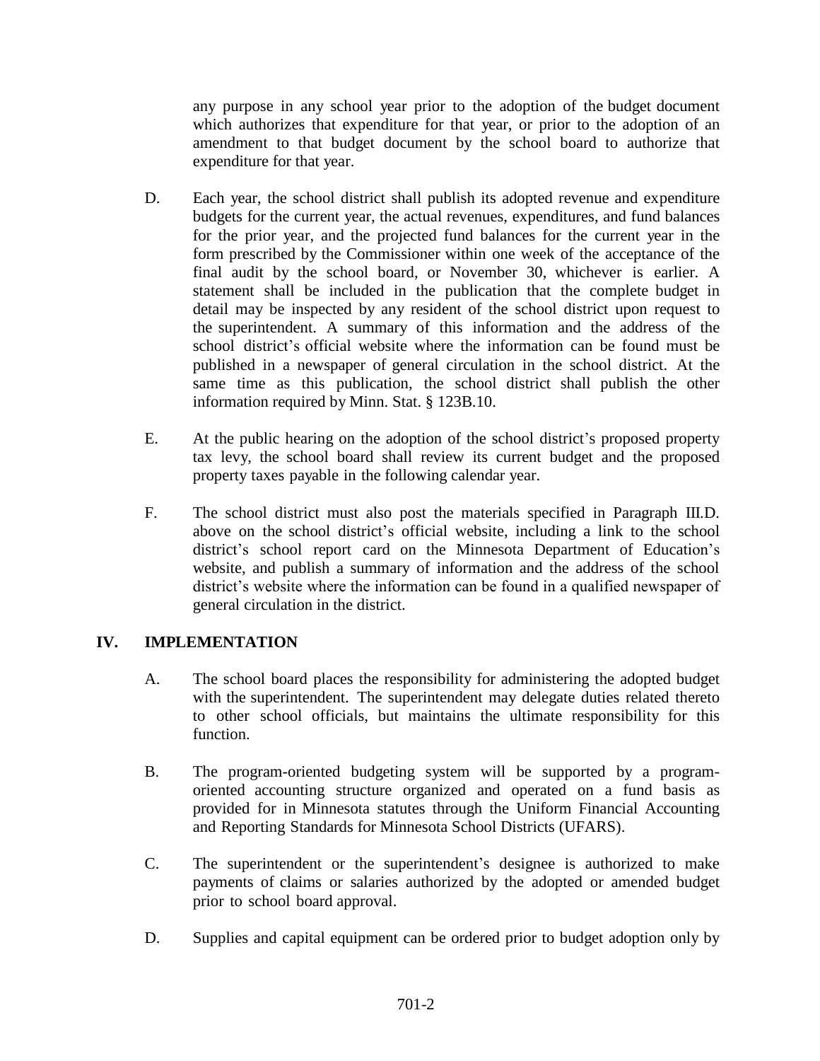any purpose in any school year prior to the adoption of the budget document which authorizes that expenditure for that year, or prior to the adoption of an amendment to that budget document by the school board to authorize that expenditure for that year.

D. Each year, the school district shall publish its adopted revenue and expenditure budgets for the current year, the actual revenues, expenditures, and fund balances for the prior year, and the projected fund balances for the current year in the form prescribed by the Commissioner within one week of the acceptance of the final audit by the school board, or November 30, whichever is earlier. A statement shall be included in the publication that the complete budget in detail may be inspected by any resident of the school district upon request to the superintendent. A summary of this information and the address of the school district's official website where the information can be found must be published in a newspaper of general circulation in the school district. At the same time as this publication, the school district shall publish the other information required by Minn. Stat. § 123B.10.

E. At the public hearing on the adoption of the school district's proposed property tax levy, the school board shall review its current budget and the proposed property taxes payable in the following calendar year.

F. The school district must also post the materials specified in Paragraph III.D. above on the school district's official website, including a link to the school district's school report card on the Minnesota Department of Education's website, and publish a summary of information and the address of the school district's website where the information can be found in a qualified newspaper of general circulation in the district.

## IV. IMPLEMENTATION

A. The school board places the responsibility for administering the adopted budget with the superintendent. The superintendent may delegate duties related thereto to other school officials, but maintains the ultimate responsibility for this function.

B. The program-oriented budgeting system will be supported by a program-oriented accounting structure organized and operated on a fund basis as provided for in Minnesota statutes through the Uniform Financial Accounting and Reporting Standards for Minnesota School Districts (UFARS).

C. The superintendent or the superintendent's designee is authorized to make payments of claims or salaries authorized by the adopted or amended budget prior to school board approval.

D. Supplies and capital equipment can be ordered prior to budget adoption only by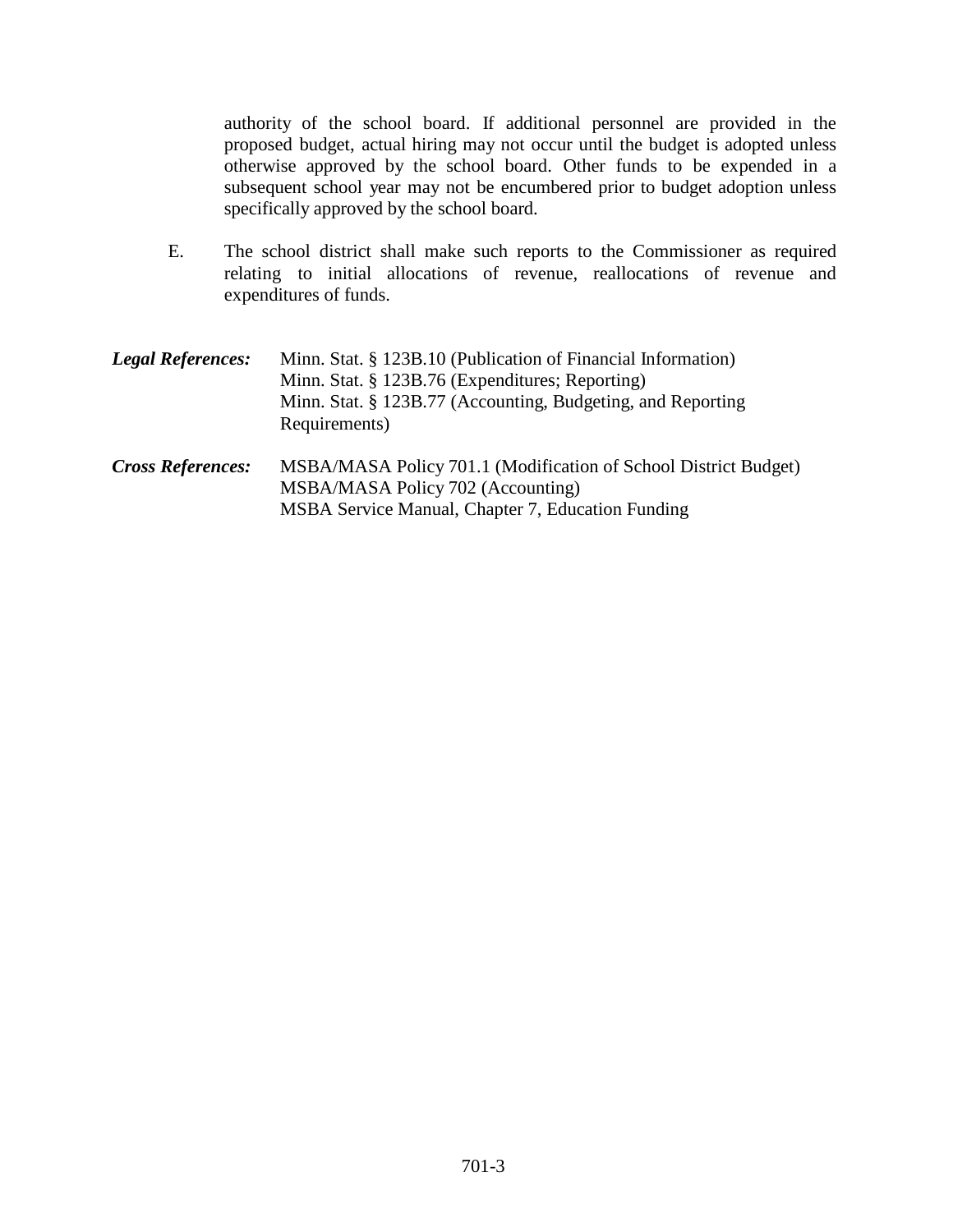authority of the school board. If additional personnel are provided in the proposed budget, actual hiring may not occur until the budget is adopted unless otherwise approved by the school board. Other funds to be expended in a subsequent school year may not be encumbered prior to budget adoption unless specifically approved by the school board.

E. The school district shall make such reports to the Commissioner as required relating to initial allocations of revenue, reallocations of revenue and expenditures of funds.

***Legal References:*** Minn. Stat. § 123B.10 (Publication of Financial Information)
Minn. Stat. § 123B.76 (Expenditures; Reporting)
Minn. Stat. § 123B.77 (Accounting, Budgeting, and Reporting Requirements)

***Cross References:*** MSBA/MASA Policy 701.1 (Modification of School District Budget)
MSBA/MASA Policy 702 (Accounting)
MSBA Service Manual, Chapter 7, Education Funding